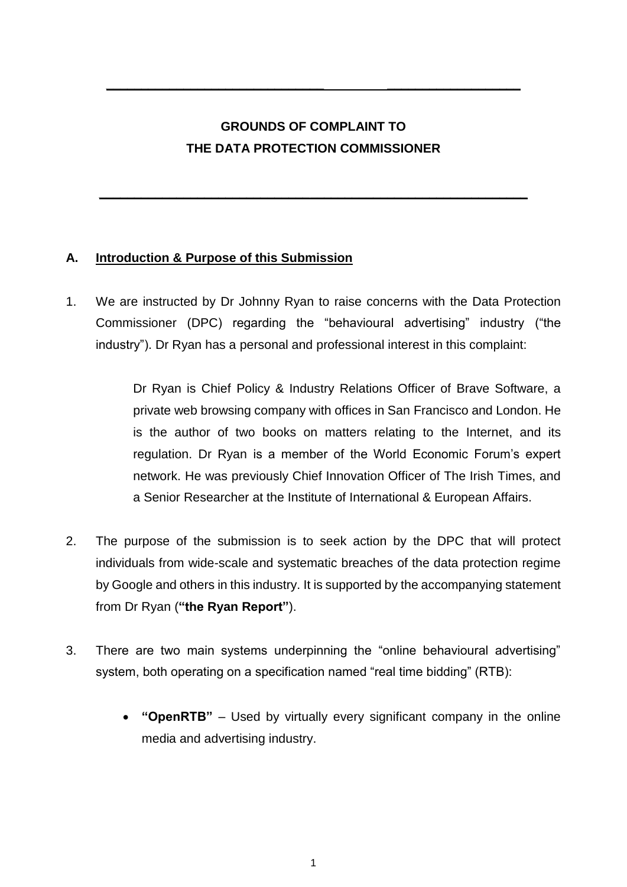# GROUNDS OF COMPLAINT TO THE DATA PROTECTION COMMISSIONER

## A. Introduction & Purpose of this Submission

1. We are instructed by Dr Johnny Ryan to raise concerns with the Data Protection Commissioner (DPC) regarding the "behavioural advertising" industry ("the industry"). Dr Ryan has a personal and professional interest in this complaint:

   > Dr Ryan is Chief Policy & Industry Relations Officer of Brave Software, a private web browsing company with offices in San Francisco and London. He is the author of two books on matters relating to the Internet, and its regulation. Dr Ryan is a member of the World Economic Forum's expert network. He was previously Chief Innovation Officer of The Irish Times, and a Senior Researcher at the Institute of International & European Affairs.

2. The purpose of the submission is to seek action by the DPC that will protect individuals from wide-scale and systematic breaches of the data protection regime by Google and others in this industry. It is supported by the accompanying statement from Dr Ryan (**"the Ryan Report"**).

3. There are two main systems underpinning the "online behavioural advertising" system, both operating on a specification named "real time bidding" (RTB):

   - **"OpenRTB"** – Used by virtually every significant company in the online media and advertising industry.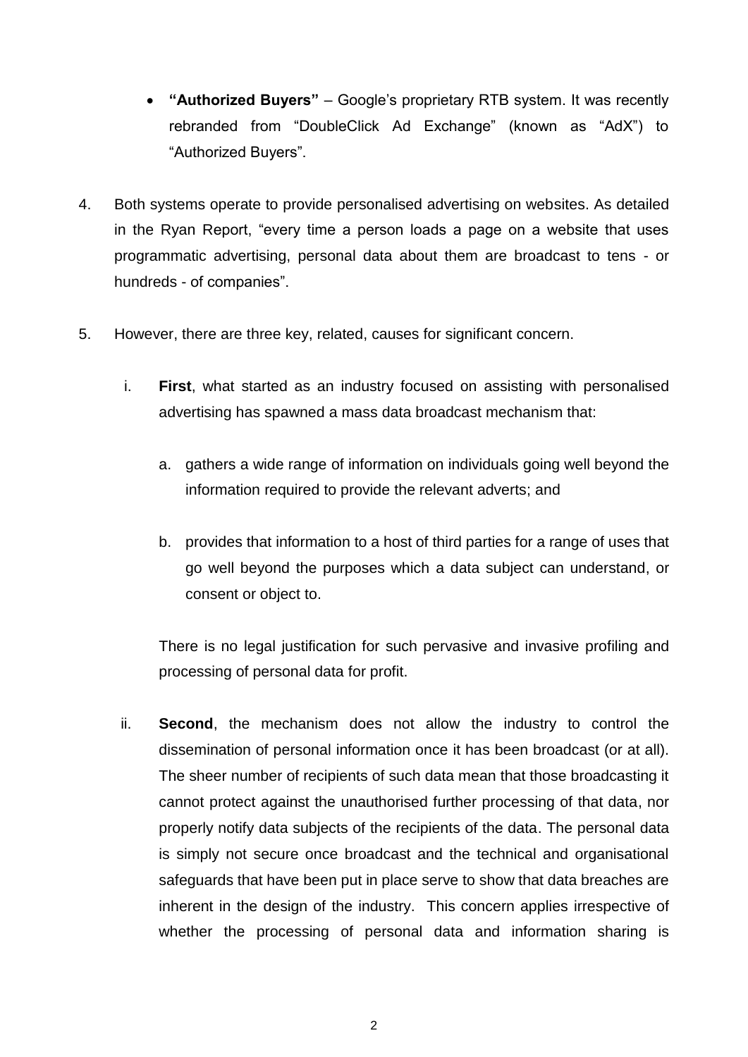- **"Authorized Buyers"** – Google's proprietary RTB system. It was recently rebranded from "DoubleClick Ad Exchange" (known as "AdX") to "Authorized Buyers".

4. Both systems operate to provide personalised advertising on websites. As detailed in the Ryan Report, "every time a person loads a page on a website that uses programmatic advertising, personal data about them are broadcast to tens - or hundreds - of companies".

5. However, there are three key, related, causes for significant concern.

   i. **First**, what started as an industry focused on assisting with personalised advertising has spawned a mass data broadcast mechanism that:

      a. gathers a wide range of information on individuals going well beyond the information required to provide the relevant adverts; and

      b. provides that information to a host of third parties for a range of uses that go well beyond the purposes which a data subject can understand, or consent or object to.

      There is no legal justification for such pervasive and invasive profiling and processing of personal data for profit.

   ii. **Second**, the mechanism does not allow the industry to control the dissemination of personal information once it has been broadcast (or at all). The sheer number of recipients of such data mean that those broadcasting it cannot protect against the unauthorised further processing of that data, nor properly notify data subjects of the recipients of the data. The personal data is simply not secure once broadcast and the technical and organisational safeguards that have been put in place serve to show that data breaches are inherent in the design of the industry. This concern applies irrespective of whether the processing of personal data and information sharing is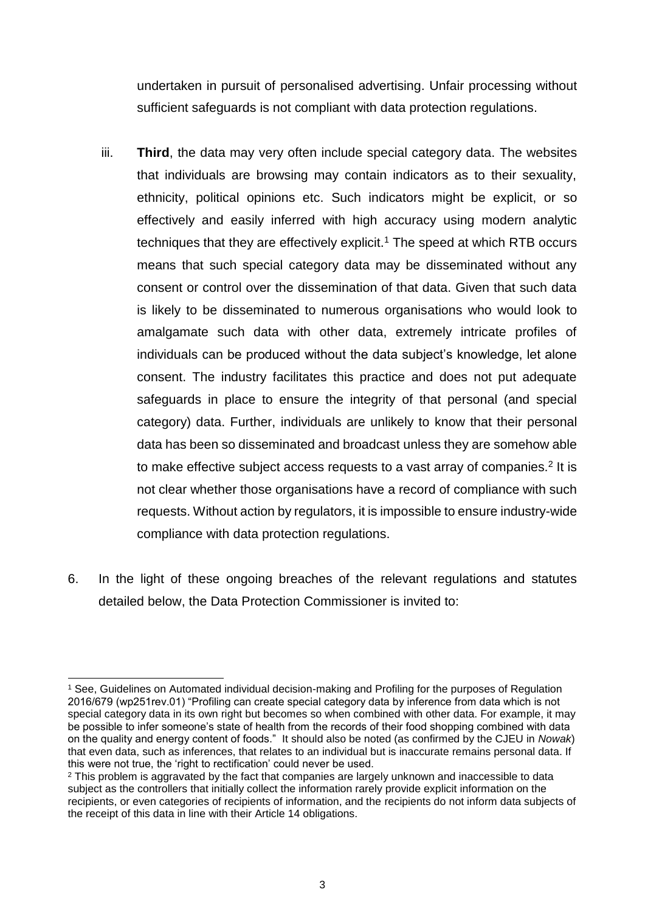undertaken in pursuit of personalised advertising. Unfair processing without sufficient safeguards is not compliant with data protection regulations.

iii. **Third**, the data may very often include special category data. The websites that individuals are browsing may contain indicators as to their sexuality, ethnicity, political opinions etc. Such indicators might be explicit, or so effectively and easily inferred with high accuracy using modern analytic techniques that they are effectively explicit.[1] The speed at which RTB occurs means that such special category data may be disseminated without any consent or control over the dissemination of that data. Given that such data is likely to be disseminated to numerous organisations who would look to amalgamate such data with other data, extremely intricate profiles of individuals can be produced without the data subject's knowledge, let alone consent. The industry facilitates this practice and does not put adequate safeguards in place to ensure the integrity of that personal (and special category) data. Further, individuals are unlikely to know that their personal data has been so disseminated and broadcast unless they are somehow able to make effective subject access requests to a vast array of companies.[2] It is not clear whether those organisations have a record of compliance with such requests. Without action by regulators, it is impossible to ensure industry-wide compliance with data protection regulations.

6. In the light of these ongoing breaches of the relevant regulations and statutes detailed below, the Data Protection Commissioner is invited to:

---

[1] See, Guidelines on Automated individual decision-making and Profiling for the purposes of Regulation 2016/679 (wp251rev.01) "Profiling can create special category data by inference from data which is not special category data in its own right but becomes so when combined with other data. For example, it may be possible to infer someone's state of health from the records of their food shopping combined with data on the quality and energy content of foods." It should also be noted (as confirmed by the CJEU in *Nowak*) that even data, such as inferences, that relates to an individual but is inaccurate remains personal data. If this were not true, the 'right to rectification' could never be used.

[2] This problem is aggravated by the fact that companies are largely unknown and inaccessible to data subject as the controllers that initially collect the information rarely provide explicit information on the recipients, or even categories of recipients of information, and the recipients do not inform data subjects of the receipt of this data in line with their Article 14 obligations.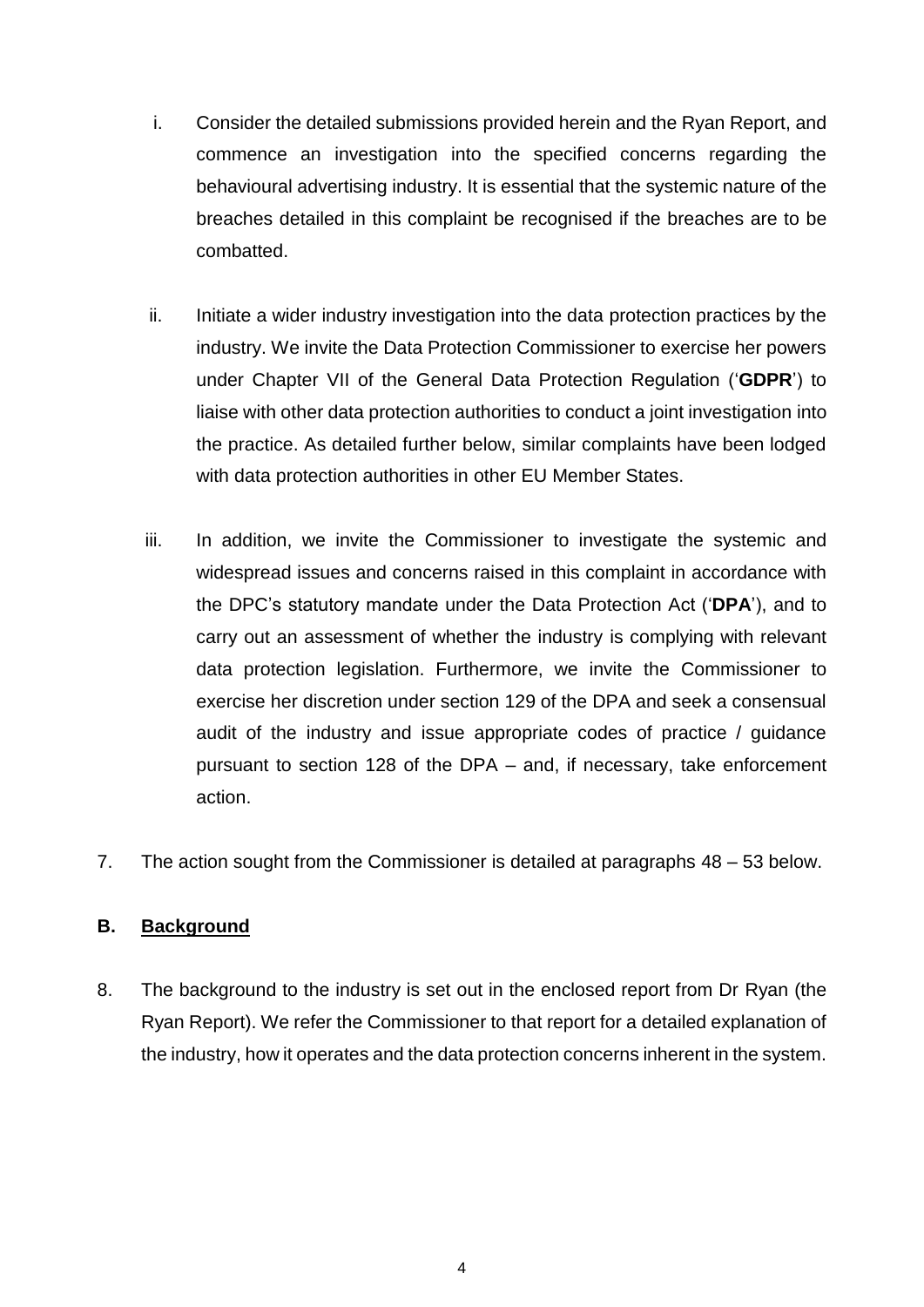i. Consider the detailed submissions provided herein and the Ryan Report, and commence an investigation into the specified concerns regarding the behavioural advertising industry. It is essential that the systemic nature of the breaches detailed in this complaint be recognised if the breaches are to be combatted.

ii. Initiate a wider industry investigation into the data protection practices by the industry. We invite the Data Protection Commissioner to exercise her powers under Chapter VII of the General Data Protection Regulation ('**GDPR**') to liaise with other data protection authorities to conduct a joint investigation into the practice. As detailed further below, similar complaints have been lodged with data protection authorities in other EU Member States.

iii. In addition, we invite the Commissioner to investigate the systemic and widespread issues and concerns raised in this complaint in accordance with the DPC's statutory mandate under the Data Protection Act ('**DPA**'), and to carry out an assessment of whether the industry is complying with relevant data protection legislation. Furthermore, we invite the Commissioner to exercise her discretion under section 129 of the DPA and seek a consensual audit of the industry and issue appropriate codes of practice / guidance pursuant to section 128 of the DPA – and, if necessary, take enforcement action.

7. The action sought from the Commissioner is detailed at paragraphs 48 – 53 below.

## B. <u>Background</u>

8. The background to the industry is set out in the enclosed report from Dr Ryan (the Ryan Report). We refer the Commissioner to that report for a detailed explanation of the industry, how it operates and the data protection concerns inherent in the system.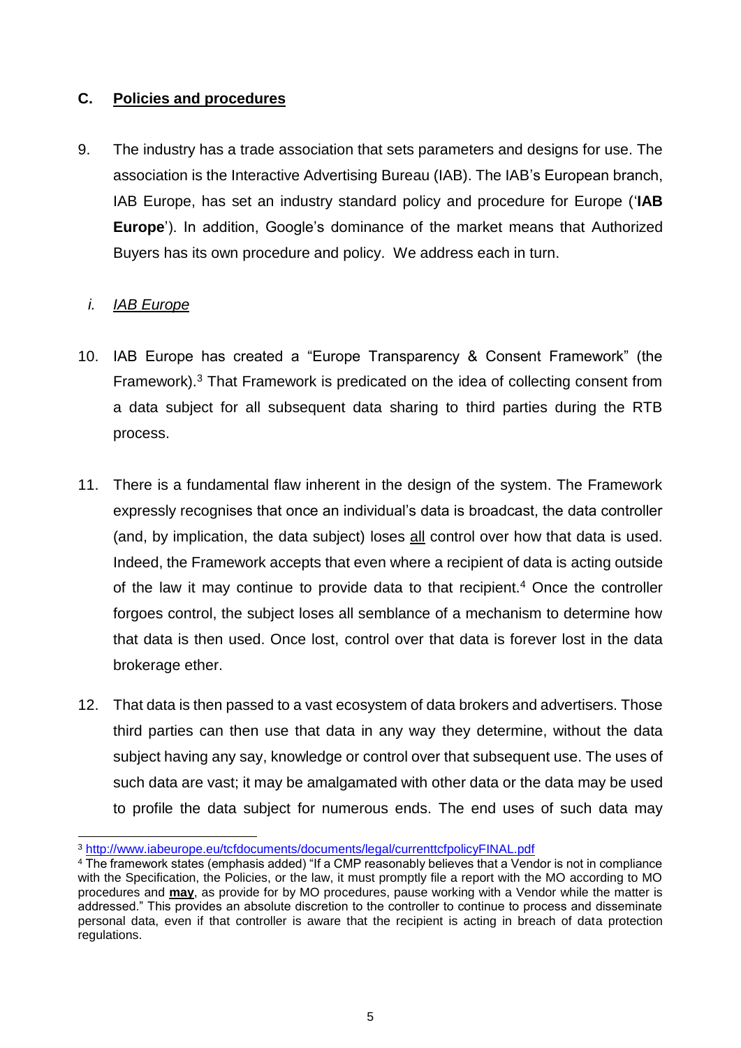## C. Policies and procedures

9. The industry has a trade association that sets parameters and designs for use. The association is the Interactive Advertising Bureau (IAB). The IAB's European branch, IAB Europe, has set an industry standard policy and procedure for Europe ('**IAB Europe**'). In addition, Google's dominance of the market means that Authorized Buyers has its own procedure and policy. We address each in turn.

### *i. IAB Europe*

10. IAB Europe has created a "Europe Transparency & Consent Framework" (the Framework).[3] That Framework is predicated on the idea of collecting consent from a data subject for all subsequent data sharing to third parties during the RTB process.

11. There is a fundamental flaw inherent in the design of the system. The Framework expressly recognises that once an individual's data is broadcast, the data controller (and, by implication, the data subject) loses all control over how that data is used. Indeed, the Framework accepts that even where a recipient of data is acting outside of the law it may continue to provide data to that recipient.[4] Once the controller forgoes control, the subject loses all semblance of a mechanism to determine how that data is then used. Once lost, control over that data is forever lost in the data brokerage ether.

12. That data is then passed to a vast ecosystem of data brokers and advertisers. Those third parties can then use that data in any way they determine, without the data subject having any say, knowledge or control over that subsequent use. The uses of such data are vast; it may be amalgamated with other data or the data may be used to profile the data subject for numerous ends. The end uses of such data may

---

[3] http://www.iabeurope.eu/tcfdocuments/documents/legal/currenttcfpolicyFINAL.pdf

[4] The framework states (emphasis added) "If a CMP reasonably believes that a Vendor is not in compliance with the Specification, the Policies, or the law, it must promptly file a report with the MO according to MO procedures and **may**, as provide for by MO procedures, pause working with a Vendor while the matter is addressed." This provides an absolute discretion to the controller to continue to process and disseminate personal data, even if that controller is aware that the recipient is acting in breach of data protection regulations.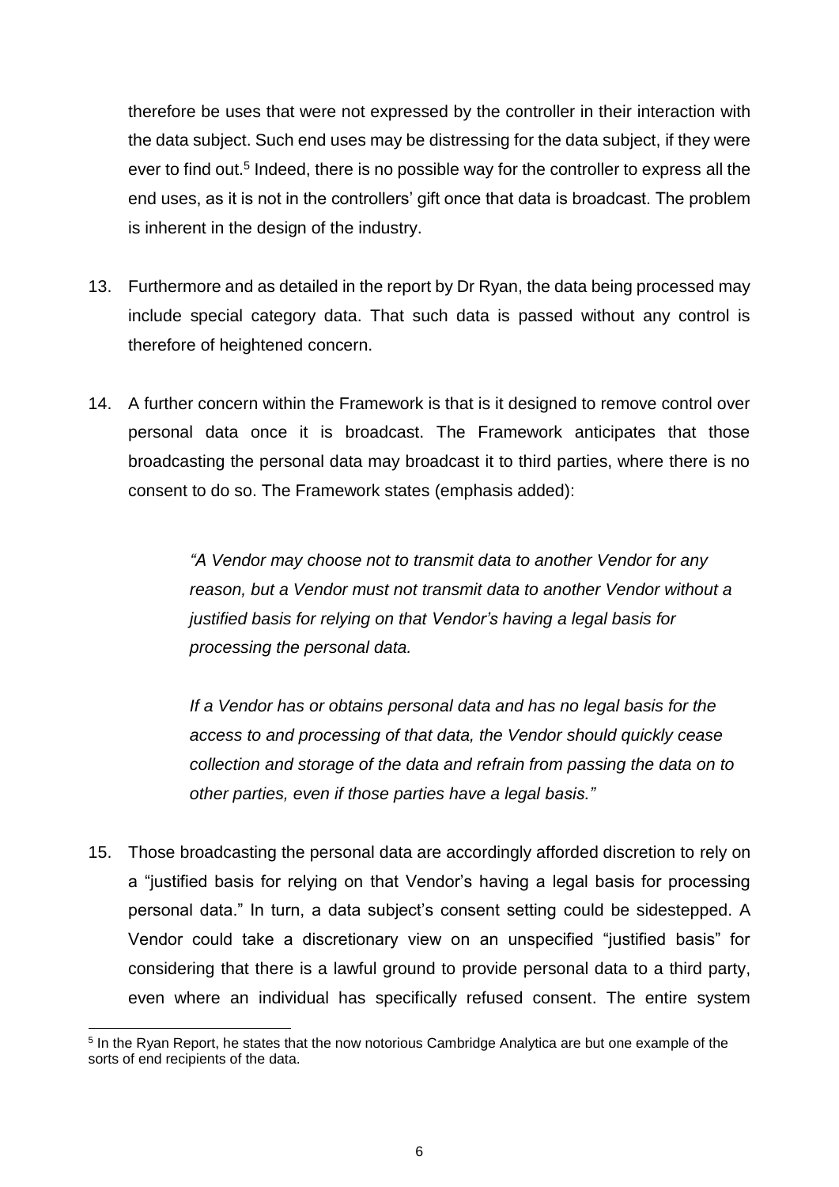therefore be uses that were not expressed by the controller in their interaction with the data subject. Such end uses may be distressing for the data subject, if they were ever to find out.[5] Indeed, there is no possible way for the controller to express all the end uses, as it is not in the controllers' gift once that data is broadcast. The problem is inherent in the design of the industry.

13. Furthermore and as detailed in the report by Dr Ryan, the data being processed may include special category data. That such data is passed without any control is therefore of heightened concern.

14. A further concern within the Framework is that is it designed to remove control over personal data once it is broadcast. The Framework anticipates that those broadcasting the personal data may broadcast it to third parties, where there is no consent to do so. The Framework states (emphasis added):

> *"A Vendor may choose not to transmit data to another Vendor for any reason, but a Vendor must not transmit data to another Vendor without a justified basis for relying on that Vendor's having a legal basis for processing the personal data.*
>
> *If a Vendor has or obtains personal data and has no legal basis for the access to and processing of that data, the Vendor should quickly cease collection and storage of the data and refrain from passing the data on to other parties, even if those parties have a legal basis."*

15. Those broadcasting the personal data are accordingly afforded discretion to rely on a "justified basis for relying on that Vendor's having a legal basis for processing personal data." In turn, a data subject's consent setting could be sidestepped. A Vendor could take a discretionary view on an unspecified "justified basis" for considering that there is a lawful ground to provide personal data to a third party, even where an individual has specifically refused consent. The entire system

[5] In the Ryan Report, he states that the now notorious Cambridge Analytica are but one example of the sorts of end recipients of the data.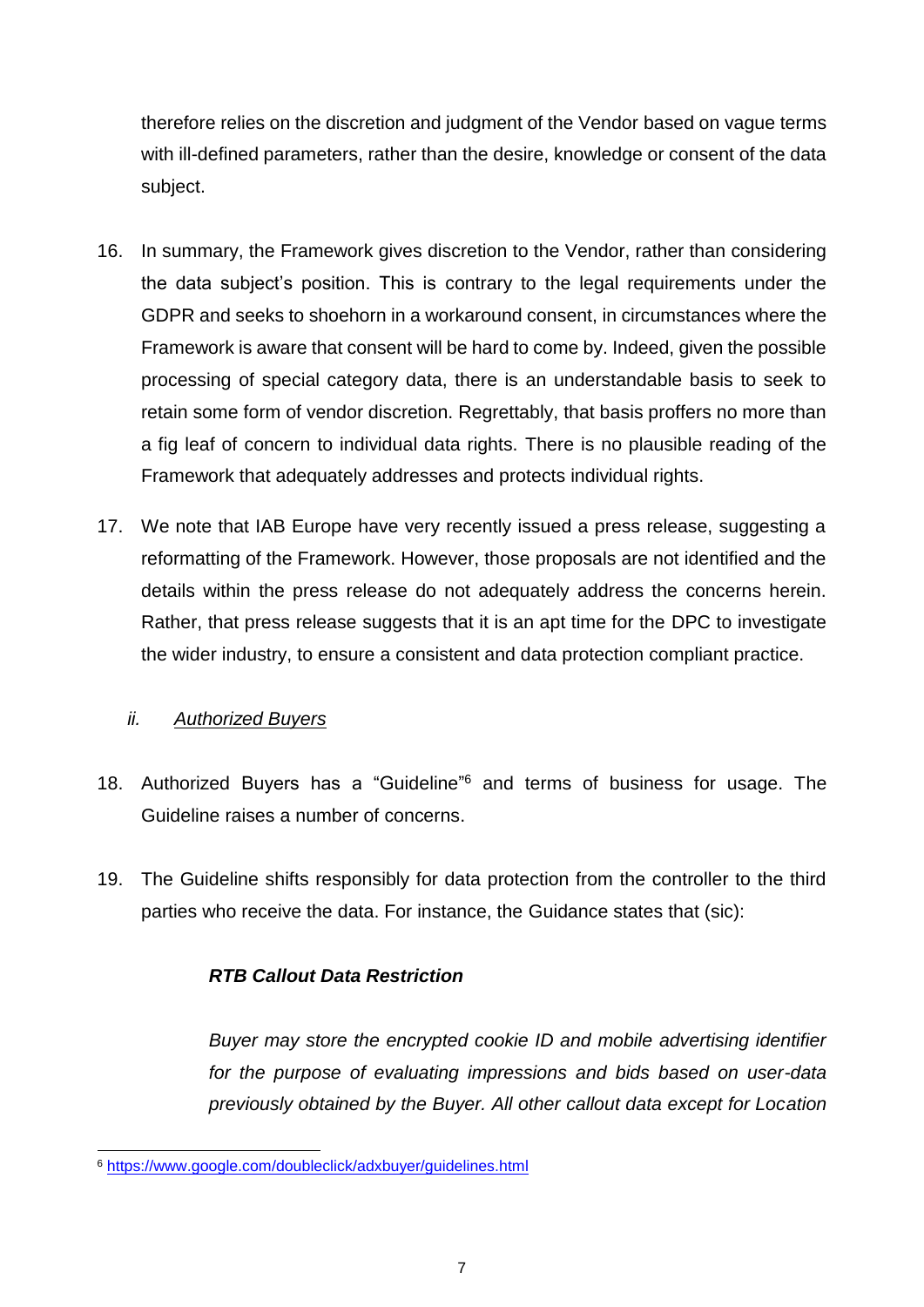therefore relies on the discretion and judgment of the Vendor based on vague terms with ill-defined parameters, rather than the desire, knowledge or consent of the data subject.

16. In summary, the Framework gives discretion to the Vendor, rather than considering the data subject's position. This is contrary to the legal requirements under the GDPR and seeks to shoehorn in a workaround consent, in circumstances where the Framework is aware that consent will be hard to come by. Indeed, given the possible processing of special category data, there is an understandable basis to seek to retain some form of vendor discretion. Regrettably, that basis proffers no more than a fig leaf of concern to individual data rights. There is no plausible reading of the Framework that adequately addresses and protects individual rights.

17. We note that IAB Europe have very recently issued a press release, suggesting a reformatting of the Framework. However, those proposals are not identified and the details within the press release do not adequately address the concerns herein. Rather, that press release suggests that it is an apt time for the DPC to investigate the wider industry, to ensure a consistent and data protection compliant practice.

*ii.* *Authorized Buyers*

18. Authorized Buyers has a "Guideline"[6] and terms of business for usage. The Guideline raises a number of concerns.

19. The Guideline shifts responsibly for data protection from the controller to the third parties who receive the data. For instance, the Guidance states that (sic):

> ***RTB Callout Data Restriction***
>
> *Buyer may store the encrypted cookie ID and mobile advertising identifier for the purpose of evaluating impressions and bids based on user-data previously obtained by the Buyer. All other callout data except for Location*

[6] https://www.google.com/doubleclick/adxbuyer/guidelines.html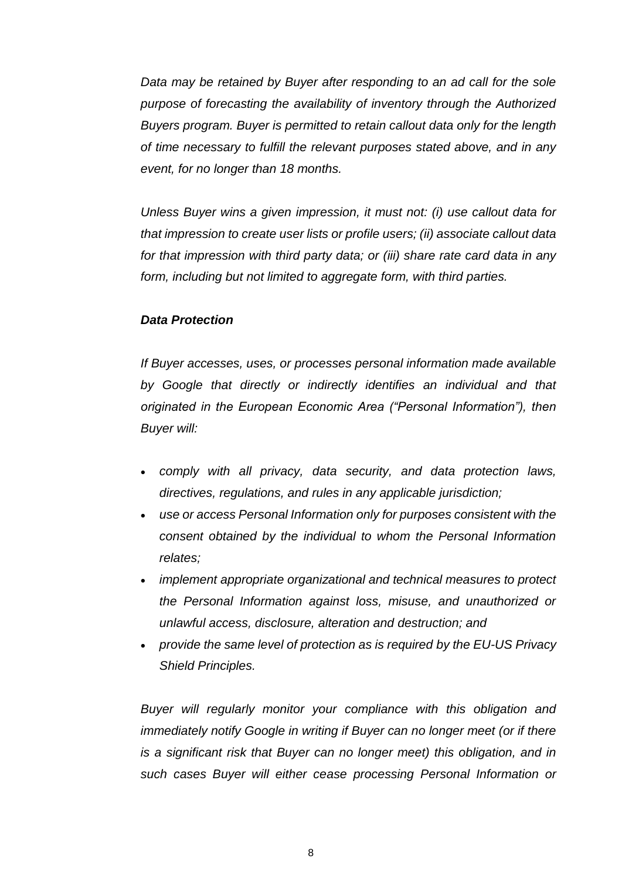*Data may be retained by Buyer after responding to an ad call for the sole purpose of forecasting the availability of inventory through the Authorized Buyers program. Buyer is permitted to retain callout data only for the length of time necessary to fulfill the relevant purposes stated above, and in any event, for no longer than 18 months.*

*Unless Buyer wins a given impression, it must not: (i) use callout data for that impression to create user lists or profile users; (ii) associate callout data for that impression with third party data; or (iii) share rate card data in any form, including but not limited to aggregate form, with third parties.*

***Data Protection***

*If Buyer accesses, uses, or processes personal information made available by Google that directly or indirectly identifies an individual and that originated in the European Economic Area ("Personal Information"), then Buyer will:*

- *comply with all privacy, data security, and data protection laws, directives, regulations, and rules in any applicable jurisdiction;*
- *use or access Personal Information only for purposes consistent with the consent obtained by the individual to whom the Personal Information relates;*
- *implement appropriate organizational and technical measures to protect the Personal Information against loss, misuse, and unauthorized or unlawful access, disclosure, alteration and destruction; and*
- *provide the same level of protection as is required by the EU-US Privacy Shield Principles.*

*Buyer will regularly monitor your compliance with this obligation and immediately notify Google in writing if Buyer can no longer meet (or if there is a significant risk that Buyer can no longer meet) this obligation, and in such cases Buyer will either cease processing Personal Information or*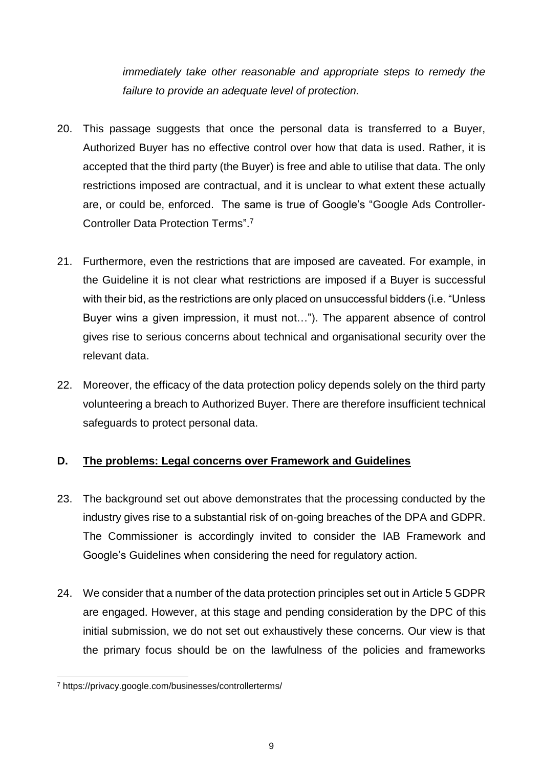*immediately take other reasonable and appropriate steps to remedy the failure to provide an adequate level of protection.*

20. This passage suggests that once the personal data is transferred to a Buyer, Authorized Buyer has no effective control over how that data is used. Rather, it is accepted that the third party (the Buyer) is free and able to utilise that data. The only restrictions imposed are contractual, and it is unclear to what extent these actually are, or could be, enforced. The same is true of Google's "Google Ads Controller-Controller Data Protection Terms".[7]

21. Furthermore, even the restrictions that are imposed are caveated. For example, in the Guideline it is not clear what restrictions are imposed if a Buyer is successful with their bid, as the restrictions are only placed on unsuccessful bidders (i.e. "Unless Buyer wins a given impression, it must not…"). The apparent absence of control gives rise to serious concerns about technical and organisational security over the relevant data.

22. Moreover, the efficacy of the data protection policy depends solely on the third party volunteering a breach to Authorized Buyer. There are therefore insufficient technical safeguards to protect personal data.

## D. <u>The problems: Legal concerns over Framework and Guidelines</u>

23. The background set out above demonstrates that the processing conducted by the industry gives rise to a substantial risk of on-going breaches of the DPA and GDPR. The Commissioner is accordingly invited to consider the IAB Framework and Google's Guidelines when considering the need for regulatory action.

24. We consider that a number of the data protection principles set out in Article 5 GDPR are engaged. However, at this stage and pending consideration by the DPC of this initial submission, we do not set out exhaustively these concerns. Our view is that the primary focus should be on the lawfulness of the policies and frameworks

---

[7] https://privacy.google.com/businesses/controllerterms/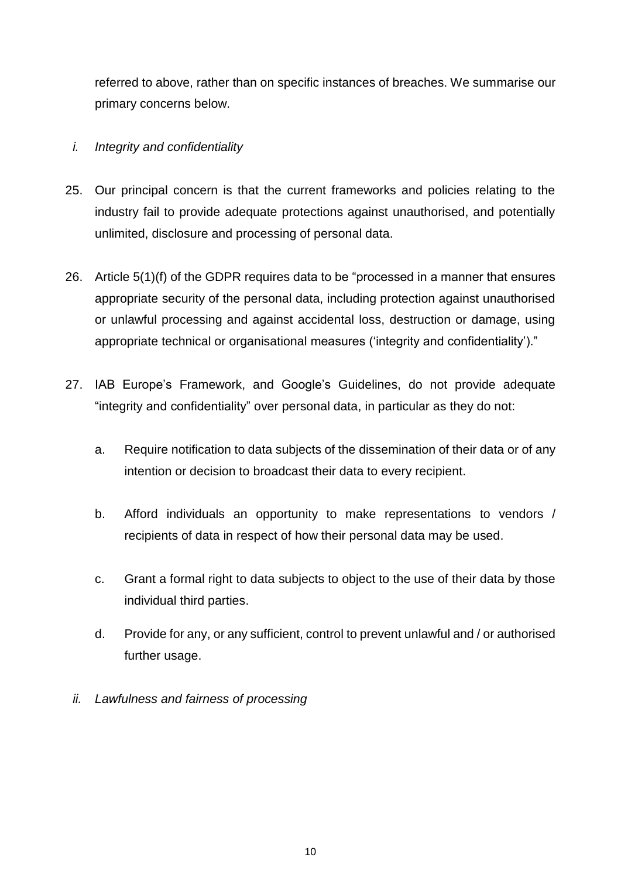referred to above, rather than on specific instances of breaches. We summarise our primary concerns below.

*i. Integrity and confidentiality*

25. Our principal concern is that the current frameworks and policies relating to the industry fail to provide adequate protections against unauthorised, and potentially unlimited, disclosure and processing of personal data.

26. Article 5(1)(f) of the GDPR requires data to be "processed in a manner that ensures appropriate security of the personal data, including protection against unauthorised or unlawful processing and against accidental loss, destruction or damage, using appropriate technical or organisational measures ('integrity and confidentiality')."

27. IAB Europe's Framework, and Google's Guidelines, do not provide adequate "integrity and confidentiality" over personal data, in particular as they do not:

    a. Require notification to data subjects of the dissemination of their data or of any intention or decision to broadcast their data to every recipient.

    b. Afford individuals an opportunity to make representations to vendors / recipients of data in respect of how their personal data may be used.

    c. Grant a formal right to data subjects to object to the use of their data by those individual third parties.

    d. Provide for any, or any sufficient, control to prevent unlawful and / or authorised further usage.

*ii. Lawfulness and fairness of processing*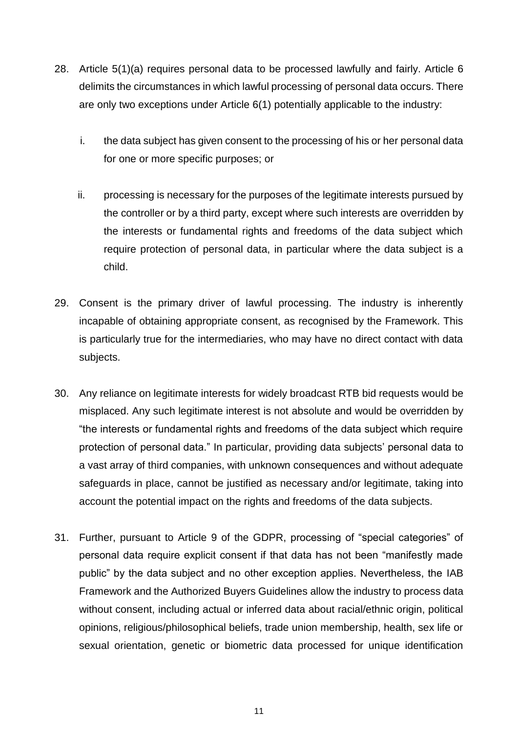28. Article 5(1)(a) requires personal data to be processed lawfully and fairly. Article 6 delimits the circumstances in which lawful processing of personal data occurs. There are only two exceptions under Article 6(1) potentially applicable to the industry:

    i. the data subject has given consent to the processing of his or her personal data for one or more specific purposes; or

    ii. processing is necessary for the purposes of the legitimate interests pursued by the controller or by a third party, except where such interests are overridden by the interests or fundamental rights and freedoms of the data subject which require protection of personal data, in particular where the data subject is a child.

29. Consent is the primary driver of lawful processing. The industry is inherently incapable of obtaining appropriate consent, as recognised by the Framework. This is particularly true for the intermediaries, who may have no direct contact with data subjects.

30. Any reliance on legitimate interests for widely broadcast RTB bid requests would be misplaced. Any such legitimate interest is not absolute and would be overridden by "the interests or fundamental rights and freedoms of the data subject which require protection of personal data." In particular, providing data subjects' personal data to a vast array of third companies, with unknown consequences and without adequate safeguards in place, cannot be justified as necessary and/or legitimate, taking into account the potential impact on the rights and freedoms of the data subjects.

31. Further, pursuant to Article 9 of the GDPR, processing of "special categories" of personal data require explicit consent if that data has not been "manifestly made public" by the data subject and no other exception applies. Nevertheless, the IAB Framework and the Authorized Buyers Guidelines allow the industry to process data without consent, including actual or inferred data about racial/ethnic origin, political opinions, religious/philosophical beliefs, trade union membership, health, sex life or sexual orientation, genetic or biometric data processed for unique identification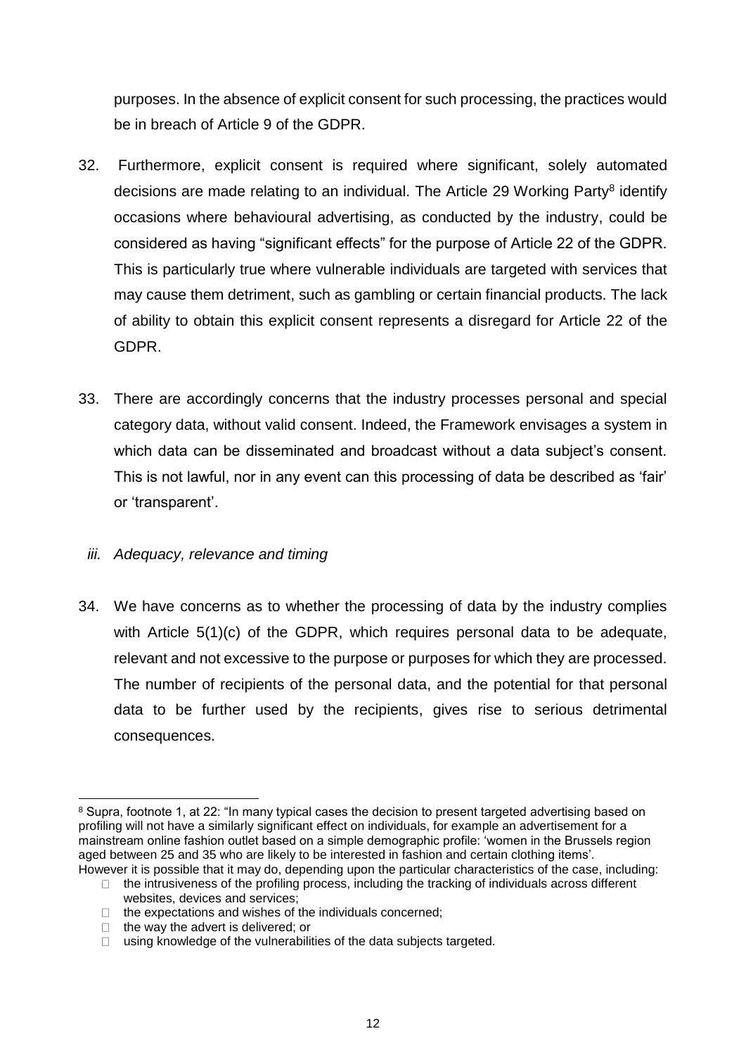purposes. In the absence of explicit consent for such processing, the practices would be in breach of Article 9 of the GDPR.

32. Furthermore, explicit consent is required where significant, solely automated decisions are made relating to an individual. The Article 29 Working Party[8] identify occasions where behavioural advertising, as conducted by the industry, could be considered as having "significant effects" for the purpose of Article 22 of the GDPR. This is particularly true where vulnerable individuals are targeted with services that may cause them detriment, such as gambling or certain financial products. The lack of ability to obtain this explicit consent represents a disregard for Article 22 of the GDPR.

33. There are accordingly concerns that the industry processes personal and special category data, without valid consent. Indeed, the Framework envisages a system in which data can be disseminated and broadcast without a data subject's consent. This is not lawful, nor in any event can this processing of data be described as 'fair' or 'transparent'.

*iii. Adequacy, relevance and timing*

34. We have concerns as to whether the processing of data by the industry complies with Article 5(1)(c) of the GDPR, which requires personal data to be adequate, relevant and not excessive to the purpose or purposes for which they are processed. The number of recipients of the personal data, and the potential for that personal data to be further used by the recipients, gives rise to serious detrimental consequences.

---

[8] Supra, footnote 1, at 22: "In many typical cases the decision to present targeted advertising based on profiling will not have a similarly significant effect on individuals, for example an advertisement for a mainstream online fashion outlet based on a simple demographic profile: 'women in the Brussels region aged between 25 and 35 who are likely to be interested in fashion and certain clothing items'. However it is possible that it may do, depending upon the particular characteristics of the case, including:

- the intrusiveness of the profiling process, including the tracking of individuals across different websites, devices and services;
- the expectations and wishes of the individuals concerned;
- the way the advert is delivered; or
- using knowledge of the vulnerabilities of the data subjects targeted.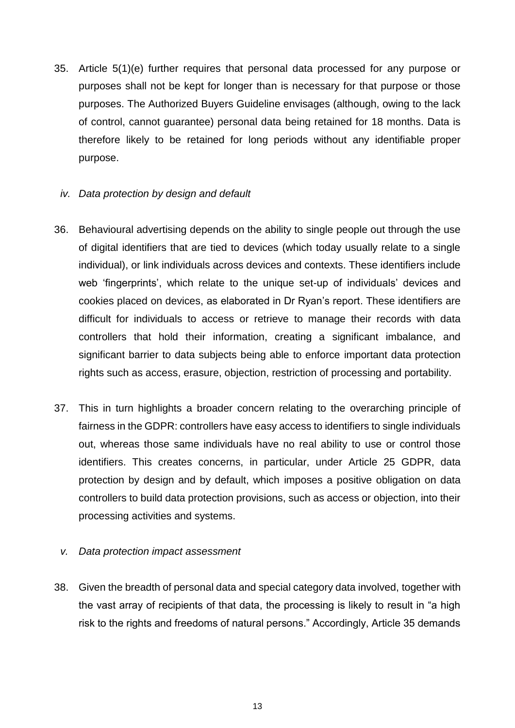35. Article 5(1)(e) further requires that personal data processed for any purpose or purposes shall not be kept for longer than is necessary for that purpose or those purposes. The Authorized Buyers Guideline envisages (although, owing to the lack of control, cannot guarantee) personal data being retained for 18 months. Data is therefore likely to be retained for long periods without any identifiable proper purpose.

*iv. Data protection by design and default*

36. Behavioural advertising depends on the ability to single people out through the use of digital identifiers that are tied to devices (which today usually relate to a single individual), or link individuals across devices and contexts. These identifiers include web 'fingerprints', which relate to the unique set-up of individuals' devices and cookies placed on devices, as elaborated in Dr Ryan's report. These identifiers are difficult for individuals to access or retrieve to manage their records with data controllers that hold their information, creating a significant imbalance, and significant barrier to data subjects being able to enforce important data protection rights such as access, erasure, objection, restriction of processing and portability.

37. This in turn highlights a broader concern relating to the overarching principle of fairness in the GDPR: controllers have easy access to identifiers to single individuals out, whereas those same individuals have no real ability to use or control those identifiers. This creates concerns, in particular, under Article 25 GDPR, data protection by design and by default, which imposes a positive obligation on data controllers to build data protection provisions, such as access or objection, into their processing activities and systems.

*v. Data protection impact assessment*

38. Given the breadth of personal data and special category data involved, together with the vast array of recipients of that data, the processing is likely to result in "a high risk to the rights and freedoms of natural persons." Accordingly, Article 35 demands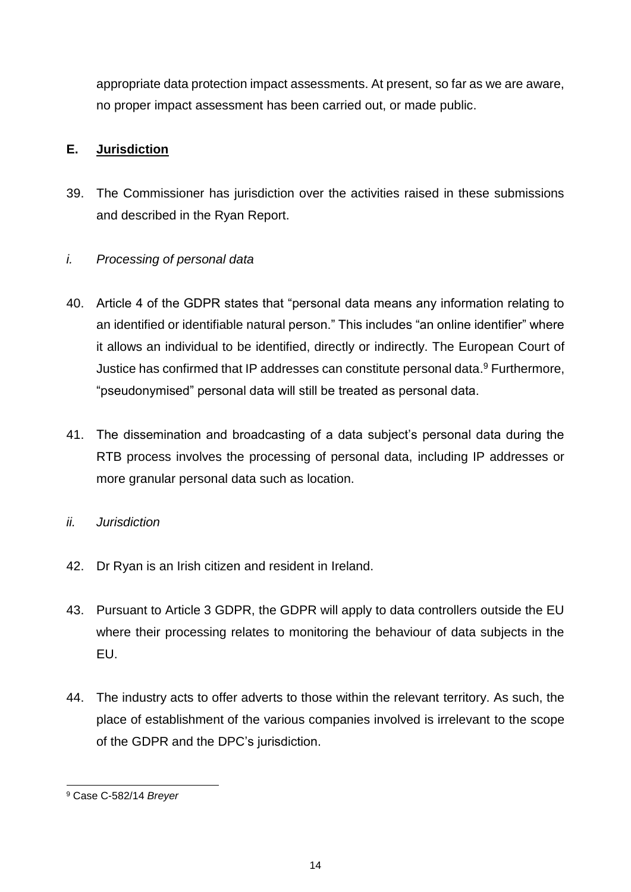appropriate data protection impact assessments. At present, so far as we are aware, no proper impact assessment has been carried out, or made public.

## E. Jurisdiction

39. The Commissioner has jurisdiction over the activities raised in these submissions and described in the Ryan Report.

### *i. Processing of personal data*

40. Article 4 of the GDPR states that "personal data means any information relating to an identified or identifiable natural person." This includes "an online identifier" where it allows an individual to be identified, directly or indirectly. The European Court of Justice has confirmed that IP addresses can constitute personal data.[9] Furthermore, "pseudonymised" personal data will still be treated as personal data.

41. The dissemination and broadcasting of a data subject's personal data during the RTB process involves the processing of personal data, including IP addresses or more granular personal data such as location.

### *ii. Jurisdiction*

42. Dr Ryan is an Irish citizen and resident in Ireland.

43. Pursuant to Article 3 GDPR, the GDPR will apply to data controllers outside the EU where their processing relates to monitoring the behaviour of data subjects in the EU.

44. The industry acts to offer adverts to those within the relevant territory. As such, the place of establishment of the various companies involved is irrelevant to the scope of the GDPR and the DPC's jurisdiction.

---

[9] Case C-582/14 *Breyer*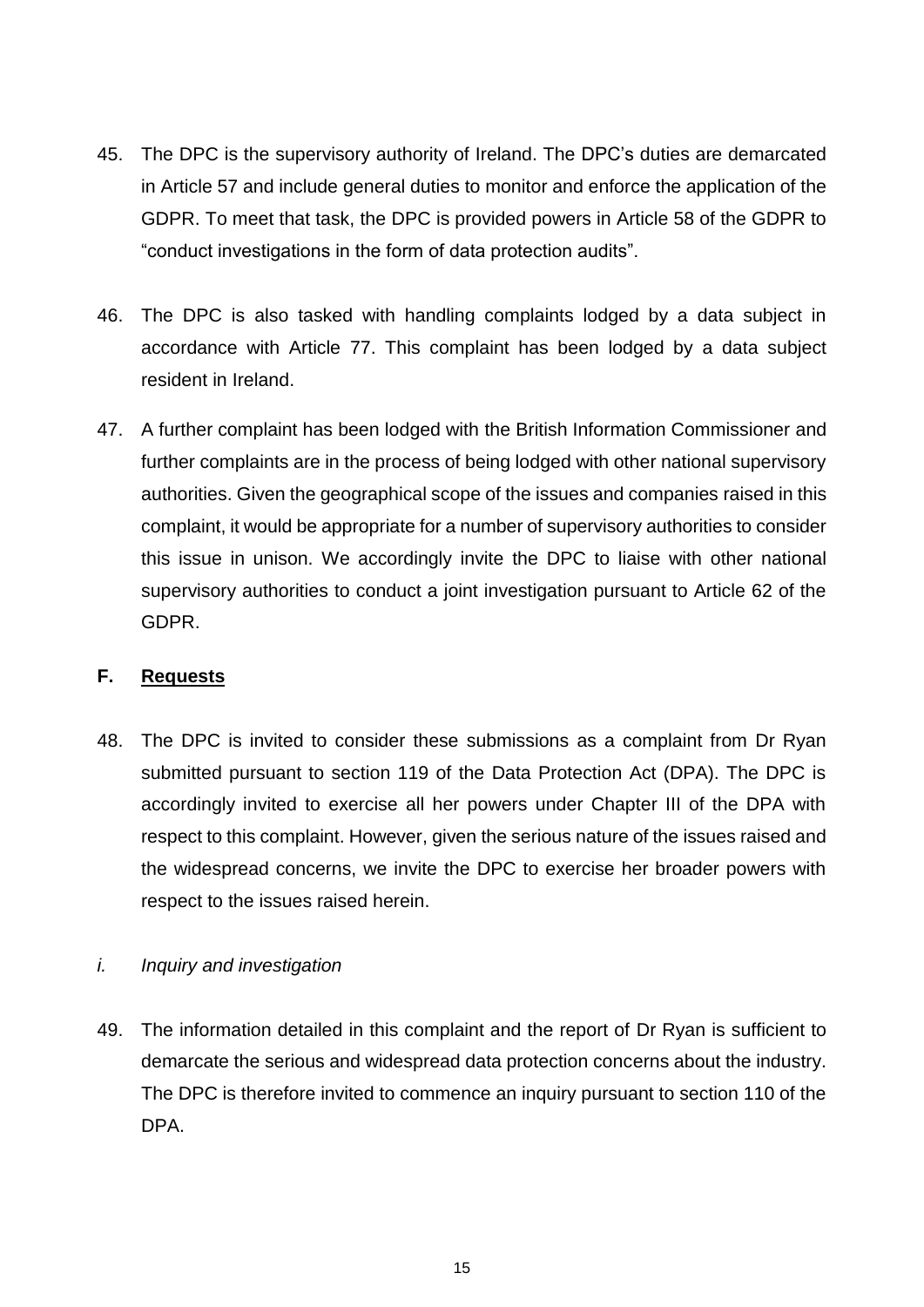45. The DPC is the supervisory authority of Ireland. The DPC's duties are demarcated in Article 57 and include general duties to monitor and enforce the application of the GDPR. To meet that task, the DPC is provided powers in Article 58 of the GDPR to "conduct investigations in the form of data protection audits".

46. The DPC is also tasked with handling complaints lodged by a data subject in accordance with Article 77. This complaint has been lodged by a data subject resident in Ireland.

47. A further complaint has been lodged with the British Information Commissioner and further complaints are in the process of being lodged with other national supervisory authorities. Given the geographical scope of the issues and companies raised in this complaint, it would be appropriate for a number of supervisory authorities to consider this issue in unison. We accordingly invite the DPC to liaise with other national supervisory authorities to conduct a joint investigation pursuant to Article 62 of the GDPR.

## F. <u>Requests</u>

48. The DPC is invited to consider these submissions as a complaint from Dr Ryan submitted pursuant to section 119 of the Data Protection Act (DPA). The DPC is accordingly invited to exercise all her powers under Chapter III of the DPA with respect to this complaint. However, given the serious nature of the issues raised and the widespread concerns, we invite the DPC to exercise her broader powers with respect to the issues raised herein.

### *i. Inquiry and investigation*

49. The information detailed in this complaint and the report of Dr Ryan is sufficient to demarcate the serious and widespread data protection concerns about the industry. The DPC is therefore invited to commence an inquiry pursuant to section 110 of the DPA.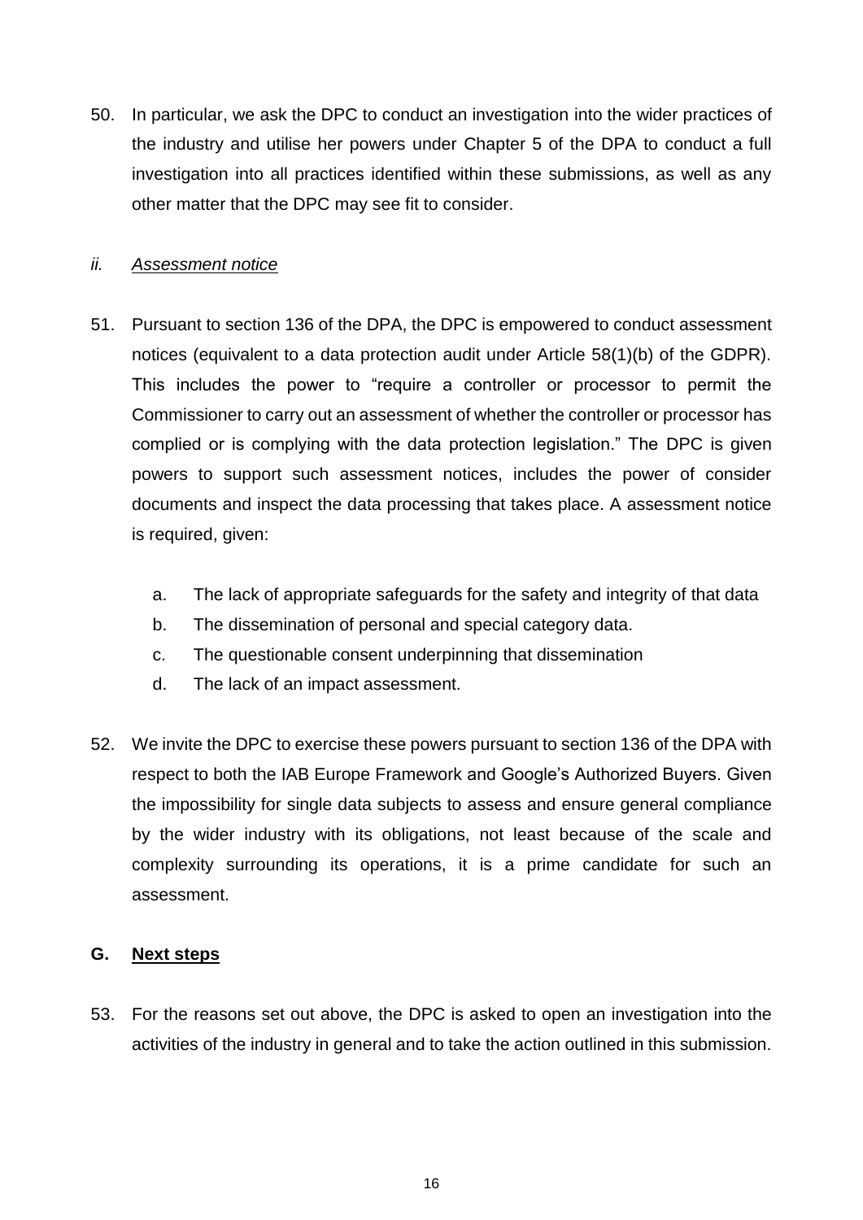50. In particular, we ask the DPC to conduct an investigation into the wider practices of the industry and utilise her powers under Chapter 5 of the DPA to conduct a full investigation into all practices identified within these submissions, as well as any other matter that the DPC may see fit to consider.

### *ii. Assessment notice*

51. Pursuant to section 136 of the DPA, the DPC is empowered to conduct assessment notices (equivalent to a data protection audit under Article 58(1)(b) of the GDPR). This includes the power to "require a controller or processor to permit the Commissioner to carry out an assessment of whether the controller or processor has complied or is complying with the data protection legislation." The DPC is given powers to support such assessment notices, includes the power of consider documents and inspect the data processing that takes place. A assessment notice is required, given:

    a. The lack of appropriate safeguards for the safety and integrity of that data
    b. The dissemination of personal and special category data.
    c. The questionable consent underpinning that dissemination
    d. The lack of an impact assessment.

52. We invite the DPC to exercise these powers pursuant to section 136 of the DPA with respect to both the IAB Europe Framework and Google's Authorized Buyers. Given the impossibility for single data subjects to assess and ensure general compliance by the wider industry with its obligations, not least because of the scale and complexity surrounding its operations, it is a prime candidate for such an assessment.

## G. Next steps

53. For the reasons set out above, the DPC is asked to open an investigation into the activities of the industry in general and to take the action outlined in this submission.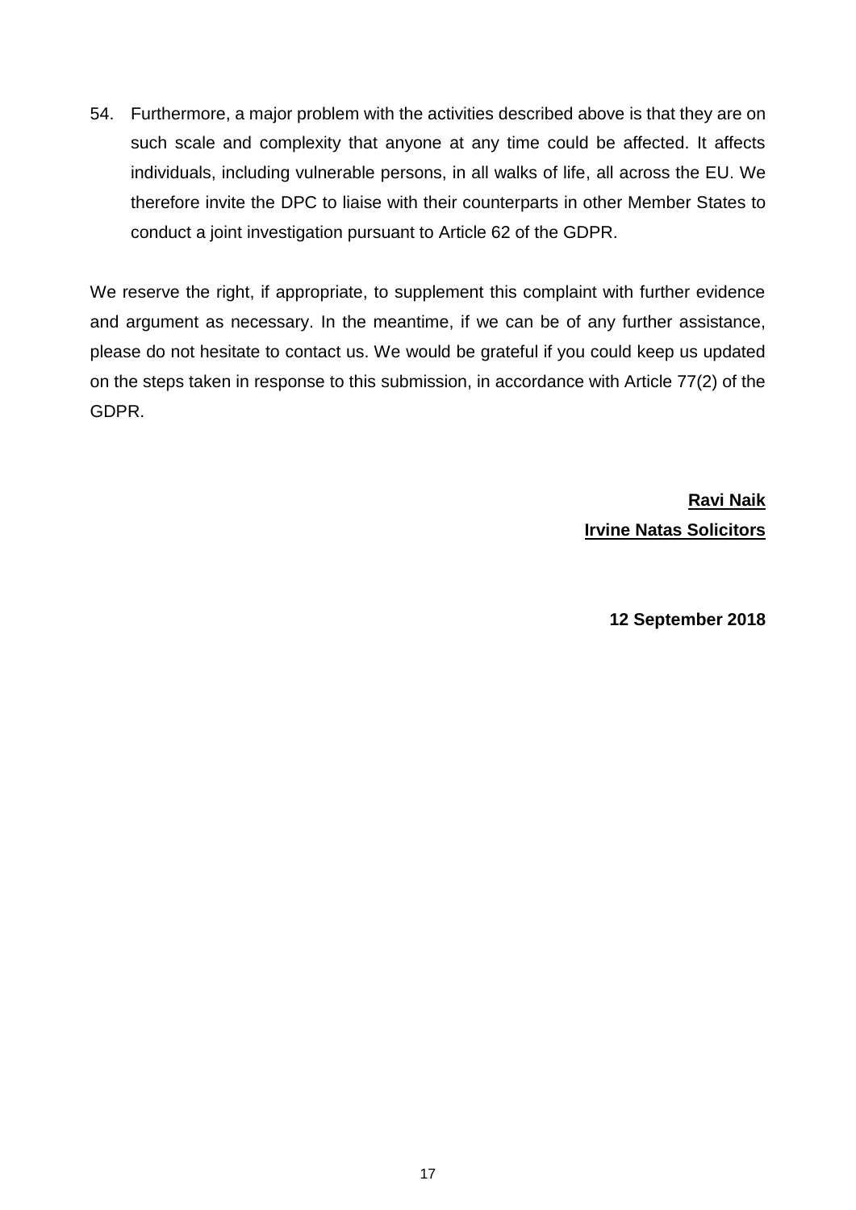54. Furthermore, a major problem with the activities described above is that they are on such scale and complexity that anyone at any time could be affected. It affects individuals, including vulnerable persons, in all walks of life, all across the EU. We therefore invite the DPC to liaise with their counterparts in other Member States to conduct a joint investigation pursuant to Article 62 of the GDPR.

We reserve the right, if appropriate, to supplement this complaint with further evidence and argument as necessary. In the meantime, if we can be of any further assistance, please do not hesitate to contact us. We would be grateful if you could keep us updated on the steps taken in response to this submission, in accordance with Article 77(2) of the GDPR.

**Ravi Naik**
**Irvine Natas Solicitors**

**12 September 2018**